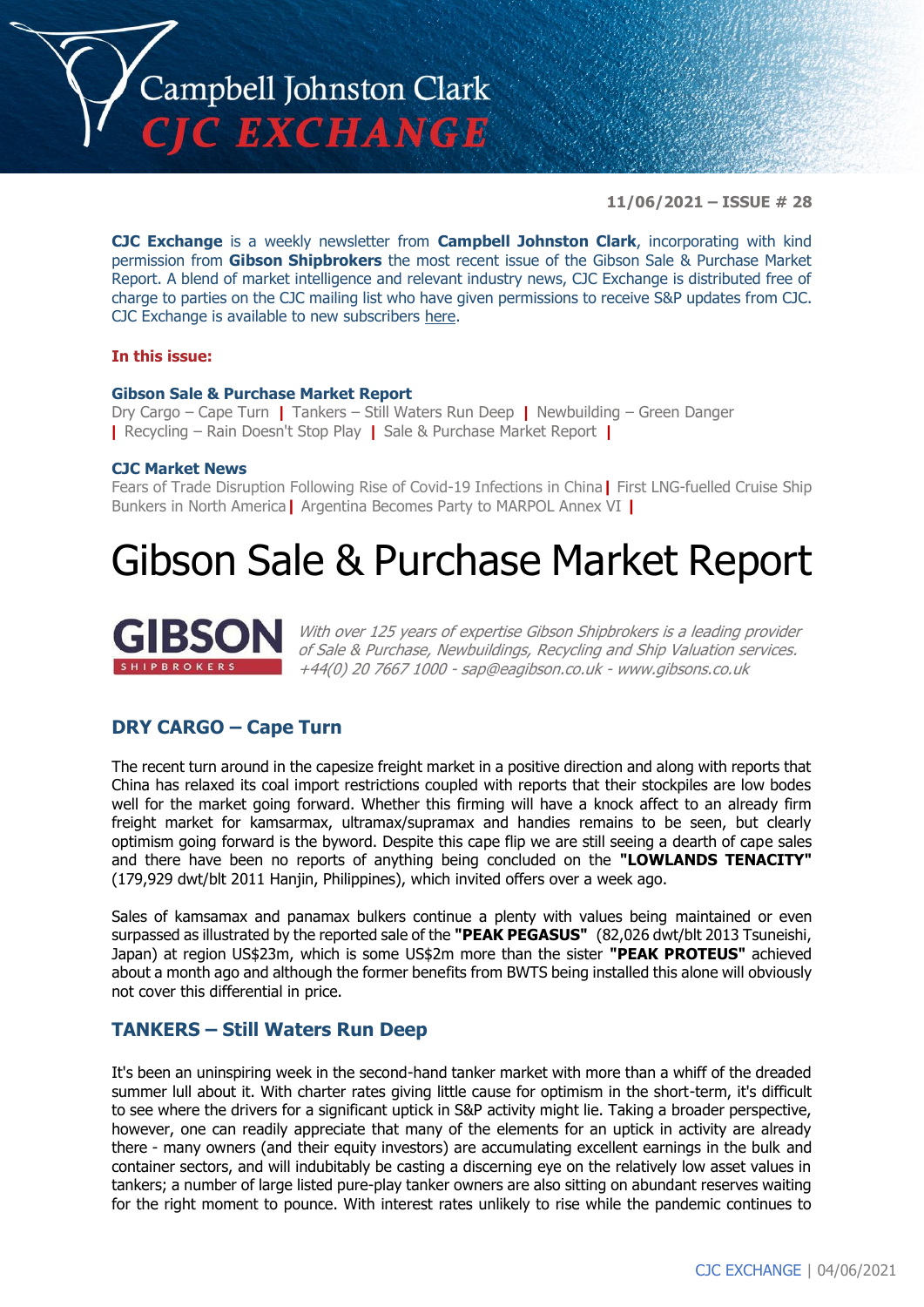# Campbell Johnston Clark CJC EXCHANGE

**11/06/2021 – ISSUE # 28**

**CJC Exchange** is a weekly newsletter from **Campbell Johnston Clark**, incorporating with kind permission from **Gibson Shipbrokers** the most recent issue of the Gibson Sale & Purchase Market Report. A blend of market intelligence and relevant industry news, CJC Exchange is distributed free of charge to parties on the CJC mailing list who have given permissions to receive S&P updates from CJC. CJC Exchange is available to new subscribers here.

**In this issue:**

**Gibson Sale & Purchase Market Report**

Dry Cargo – Cape Turn | Tankers – Still Waters Run Deep | Newbuilding – Green Danger | Recycling – Rain Doesn't Stop Play | Sale & Purchase Market Report |

**CJC Market News**

Fears of Trade Disruption Following Rise of Covid-19 Infections in China | First LNG-fuelled Cruise Ship Bunkers in North America | Argentina Becomes Party to MARPOL Annex VI |

# Gibson Sale & Purchase Market Report

**GIBSON** SHIPBROKERS

*With over 125 years of expertise Gibson Shipbrokers is a leading provider of Sale & Purchase, Newbuildings, Recycling and Ship Valuation services. +44(0) 20 7667 1000 - sap@eagibson.co.uk - www.gibsons.co.uk*

## DRY CARGO – Cape Turn

The recent turn around in the capesize freight market in a positive direction and along with reports that China has relaxed its coal import restrictions coupled with reports that their stockpiles are low bodes well for the market going forward. Whether this firming will have a knock affect to an already firm freight market for kamsarmax, ultramax/supramax and handies remains to be seen, but clearly optimism going forward is the byword. Despite this cape flip we are still seeing a dearth of cape sales and there have been no reports of anything being concluded on the **"LOWLANDS TENACITY"** (179,929 dwt/blt 2011 Hanjin, Philippines), which invited offers over a week ago.

Sales of kamsamax and panamax bulkers continue a plenty with values being maintained or even surpassed as illustrated by the reported sale of the **"PEAK PEGASUS"** (82,026 dwt/blt 2013 Tsuneishi, Japan) at region US$23m, which is some US$2m more than the sister **"PEAK PROTEUS"** achieved about a month ago and although the former benefits from BWTS being installed this alone will obviously not cover this differential in price.

## TANKERS – Still Waters Run Deep

It's been an uninspiring week in the second-hand tanker market with more than a whiff of the dreaded summer lull about it. With charter rates giving little cause for optimism in the short-term, it's difficult to see where the drivers for a significant uptick in S&P activity might lie. Taking a broader perspective, however, one can readily appreciate that many of the elements for an uptick in activity are already there - many owners (and their equity investors) are accumulating excellent earnings in the bulk and container sectors, and will indubitably be casting a discerning eye on the relatively low asset values in tankers; a number of large listed pure-play tanker owners are also sitting on abundant reserves waiting for the right moment to pounce. With interest rates unlikely to rise while the pandemic continues to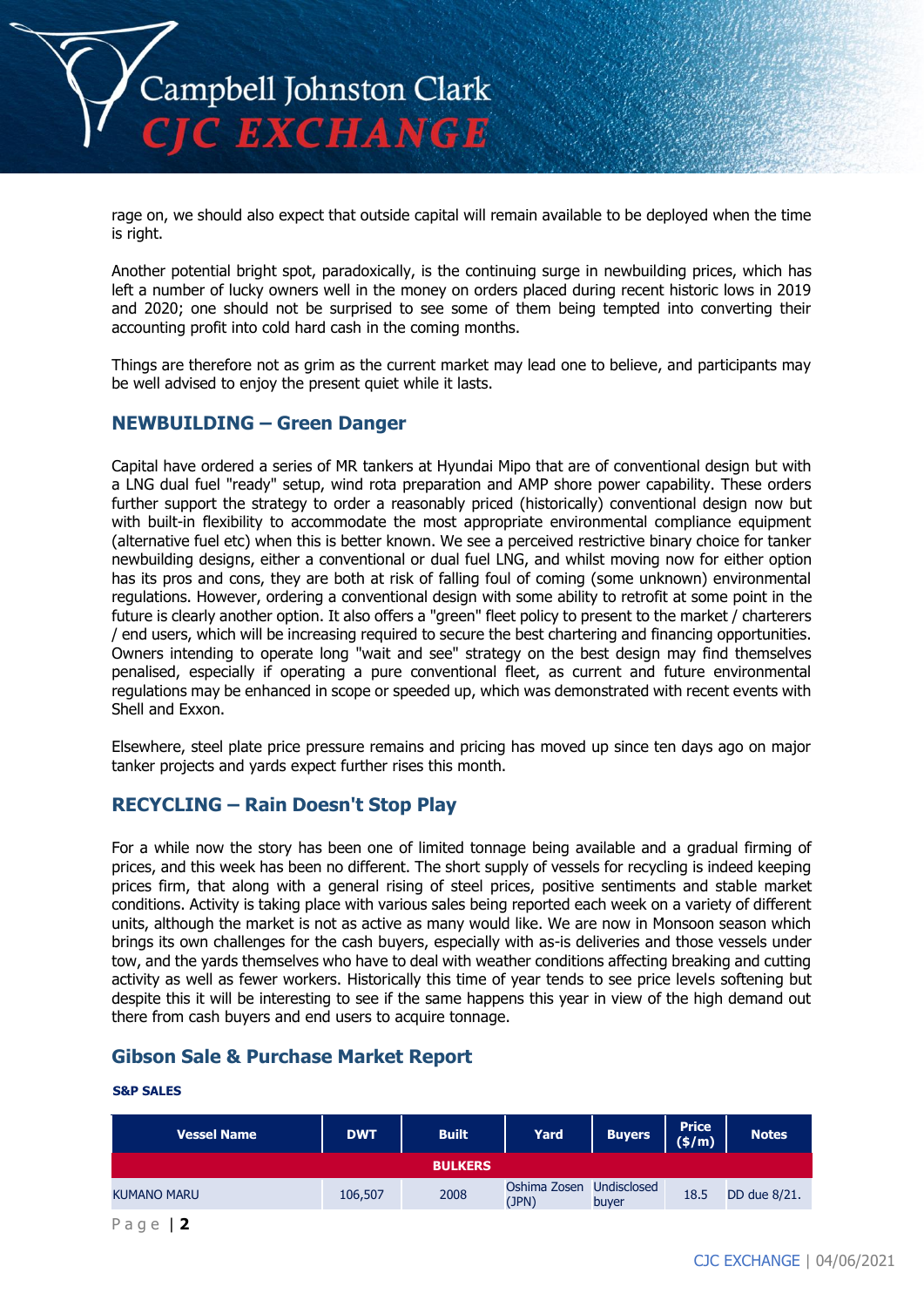rage on, we should also expect that outside capital will remain available to be deployed when the time is right.

Another potential bright spot, paradoxically, is the continuing surge in newbuilding prices, which has left a number of lucky owners well in the money on orders placed during recent historic lows in 2019 and 2020; one should not be surprised to see some of them being tempted into converting their accounting profit into cold hard cash in the coming months.

Things are therefore not as grim as the current market may lead one to believe, and participants may be well advised to enjoy the present quiet while it lasts.

## NEWBUILDING – Green Danger

Capital have ordered a series of MR tankers at Hyundai Mipo that are of conventional design but with a LNG dual fuel "ready" setup, wind rota preparation and AMP shore power capability. These orders further support the strategy to order a reasonably priced (historically) conventional design now but with built-in flexibility to accommodate the most appropriate environmental compliance equipment (alternative fuel etc) when this is better known. We see a perceived restrictive binary choice for tanker newbuilding designs, either a conventional or dual fuel LNG, and whilst moving now for either option has its pros and cons, they are both at risk of falling foul of coming (some unknown) environmental regulations. However, ordering a conventional design with some ability to retrofit at some point in the future is clearly another option. It also offers a "green" fleet policy to present to the market / charterers / end users, which will be increasing required to secure the best chartering and financing opportunities. Owners intending to operate long "wait and see" strategy on the best design may find themselves penalised, especially if operating a pure conventional fleet, as current and future environmental regulations may be enhanced in scope or speeded up, which was demonstrated with recent events with Shell and Exxon.

Elsewhere, steel plate price pressure remains and pricing has moved up since ten days ago on major tanker projects and yards expect further rises this month.

## RECYCLING – Rain Doesn't Stop Play

For a while now the story has been one of limited tonnage being available and a gradual firming of prices, and this week has been no different. The short supply of vessels for recycling is indeed keeping prices firm, that along with a general rising of steel prices, positive sentiments and stable market conditions. Activity is taking place with various sales being reported each week on a variety of different units, although the market is not as active as many would like. We are now in Monsoon season which brings its own challenges for the cash buyers, especially with as-is deliveries and those vessels under tow, and the yards themselves who have to deal with weather conditions affecting breaking and cutting activity as well as fewer workers. Historically this time of year tends to see price levels softening but despite this it will be interesting to see if the same happens this year in view of the high demand out there from cash buyers and end users to acquire tonnage.

## Gibson Sale & Purchase Market Report

**S&P SALES**

| Vessel Name | DWT | Built | Yard | Buyers | Price ($/m) | Notes |
|---|---|---|---|---|---|---|
| **BULKERS** | | | | | | |
| KUMANO MARU | 106,507 | 2008 | Oshima Zosen (JPN) | Undisclosed buyer | 18.5 | DD due 8/21. |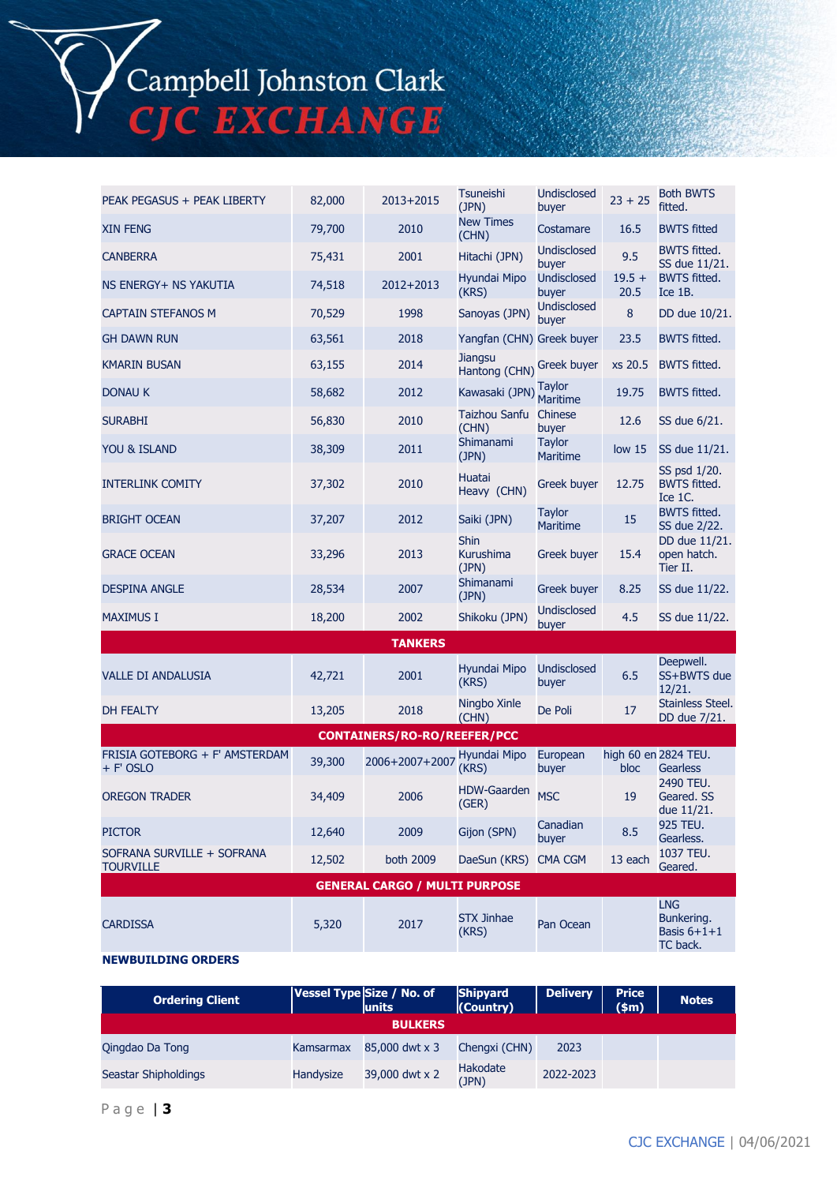| | | | | | | |
|---|---|---|---|---|---|---|
| PEAK PEGASUS + PEAK LIBERTY | 82,000 | 2013+2015 | Tsuneishi (JPN) | Undisclosed buyer | 23 + 25 | Both BWTS fitted. |
| XIN FENG | 79,700 | 2010 | New Times (CHN) | Costamare | 16.5 | BWTS fitted |
| CANBERRA | 75,431 | 2001 | Hitachi (JPN) | Undisclosed buyer | 9.5 | BWTS fitted. SS due 11/21. |
| NS ENERGY+ NS YAKUTIA | 74,518 | 2012+2013 | Hyundai Mipo (KRS) | Undisclosed buyer | 19.5 + 20.5 | BWTS fitted. Ice 1B. |
| CAPTAIN STEFANOS M | 70,529 | 1998 | Sanoyas (JPN) | Undisclosed buyer | 8 | DD due 10/21. |
| GH DAWN RUN | 63,561 | 2018 | Yangfan (CHN) | Greek buyer | 23.5 | BWTS fitted. |
| KMARIN BUSAN | 63,155 | 2014 | Jiangsu Hantong (CHN) | Greek buyer | xs 20.5 | BWTS fitted. |
| DONAU K | 58,682 | 2012 | Kawasaki (JPN) | Taylor Maritime | 19.75 | BWTS fitted. |
| SURABHI | 56,830 | 2010 | Taizhou Sanfu (CHN) | Chinese buyer | 12.6 | SS due 6/21. |
| YOU & ISLAND | 38,309 | 2011 | Shimanami (JPN) | Taylor Maritime | low 15 | SS due 11/21. |
| INTERLINK COMITY | 37,302 | 2010 | Huatai Heavy (CHN) | Greek buyer | 12.75 | SS psd 1/20. BWTS fitted. Ice 1C. |
| BRIGHT OCEAN | 37,207 | 2012 | Saiki (JPN) | Taylor Maritime | 15 | BWTS fitted. SS due 2/22. |
| GRACE OCEAN | 33,296 | 2013 | Shin Kurushima (JPN) | Greek buyer | 15.4 | DD due 11/21. open hatch. Tier II. |
| DESPINA ANGLE | 28,534 | 2007 | Shimanami (JPN) | Greek buyer | 8.25 | SS due 11/22. |
| MAXIMUS I | 18,200 | 2002 | Shikoku (JPN) | Undisclosed buyer | 4.5 | SS due 11/22. |
| **TANKERS** | | | | | | |
| VALLE DI ANDALUSIA | 42,721 | 2001 | Hyundai Mipo (KRS) | Undisclosed buyer | 6.5 | Deepwell. SS+BWTS due 12/21. |
| DH FEALTY | 13,205 | 2018 | Ningbo Xinle (CHN) | De Poli | 17 | Stainless Steel. DD due 7/21. |
| **CONTAINERS/RO-RO/REEFER/PCC** | | | | | | |
| FRISIA GOTEBORG + F' AMSTERDAM + F' OSLO | 39,300 | 2006+2007+2007 | Hyundai Mipo (KRS) | European buyer | high 60 en bloc | 2824 TEU. Gearless |
| OREGON TRADER | 34,409 | 2006 | HDW-Gaarden (GER) | MSC | 19 | 2490 TEU. Geared. SS due 11/21. |
| PICTOR | 12,640 | 2009 | Gijon (SPN) | Canadian buyer | 8.5 | 925 TEU. Gearless. |
| SOFRANA SURVILLE + SOFRANA TOURVILLE | 12,502 | both 2009 | DaeSun (KRS) | CMA CGM | 13 each | 1037 TEU. Geared. |
| **GENERAL CARGO / MULTI PURPOSE** | | | | | | |
| CARDISSA | 5,320 | 2017 | STX Jinhae (KRS) | Pan Ocean | | LNG Bunkering. Basis 6+1+1 TC back. |

**NEWBUILDING ORDERS**

| Ordering Client | Vessel Type | Size / No. of units | Shipyard (Country) | Delivery | Price ($m) | Notes |
|---|---|---|---|---|---|---|
| **BULKERS** | | | | | | |
| Qingdao Da Tong | Kamsarmax | 85,000 dwt x 3 | Chengxi (CHN) | 2023 | | |
| Seastar Shipholdings | Handysize | 39,000 dwt x 2 | Hakodate (JPN) | 2022-2023 | | |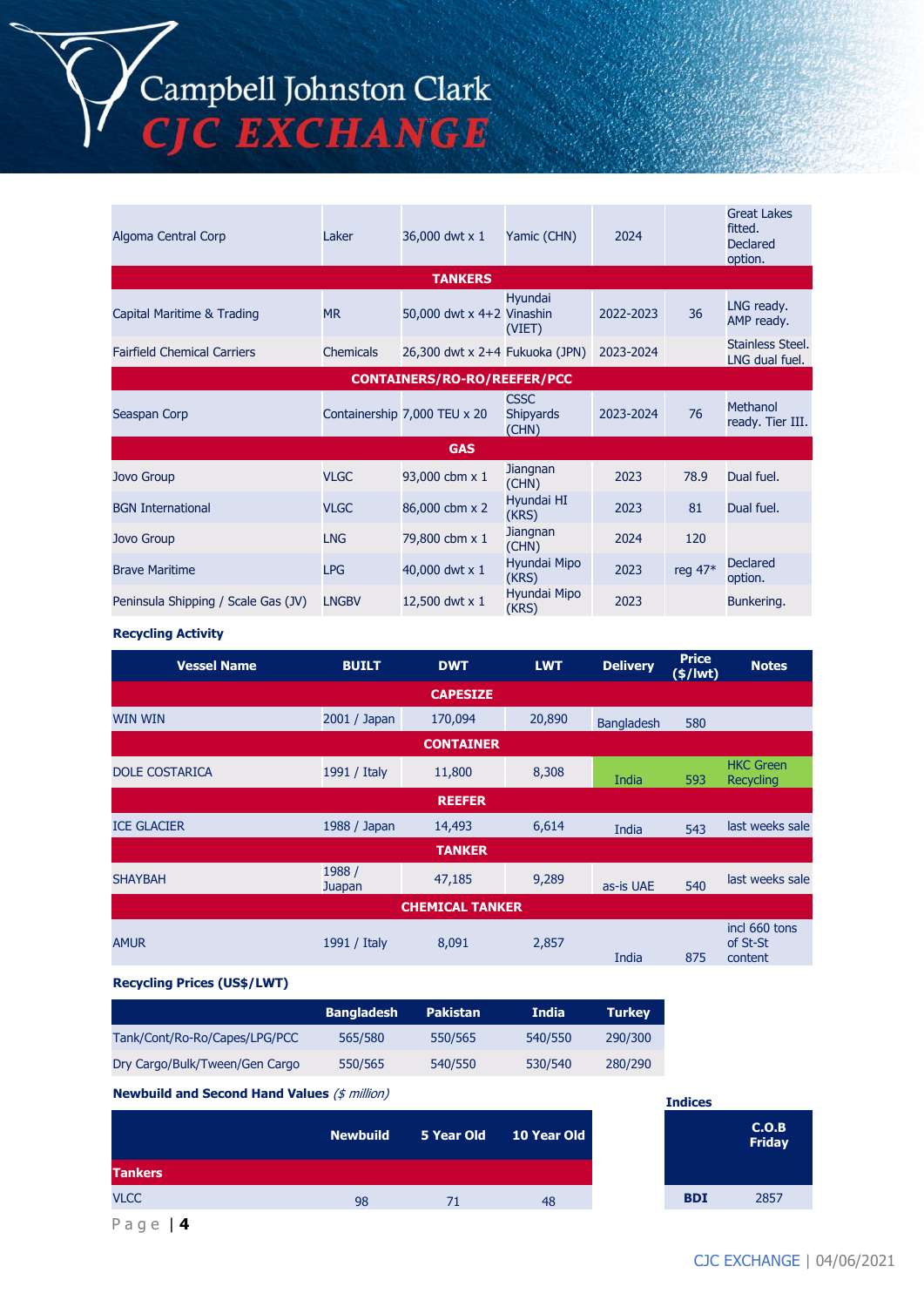| | | | | | | |
|---|---|---|---|---|---|---|
| Algoma Central Corp | Laker | 36,000 dwt x 1 | Yamic (CHN) | 2024 | | Great Lakes fitted. Declared option. |
| **TANKERS** | | | | | | |
| Capital Maritime & Trading | MR | 50,000 dwt x 4+2 | Hyundai Vinashin (VIET) | 2022-2023 | 36 | LNG ready. AMP ready. |
| Fairfield Chemical Carriers | Chemicals | 26,300 dwt x 2+4 | Fukuoka (JPN) | 2023-2024 | | Stainless Steel. LNG dual fuel. |
| **CONTAINERS/RO-RO/REEFER/PCC** | | | | | | |
| Seaspan Corp | Containership | 7,000 TEU x 20 | CSSC Shipyards (CHN) | 2023-2024 | 76 | Methanol ready. Tier III. |
| **GAS** | | | | | | |
| Jovo Group | VLGC | 93,000 cbm x 1 | Jiangnan (CHN) | 2023 | 78.9 | Dual fuel. |
| BGN International | VLGC | 86,000 cbm x 2 | Hyundai HI (KRS) | 2023 | 81 | Dual fuel. |
| Jovo Group | LNG | 79,800 cbm x 1 | Jiangnan (CHN) | 2024 | 120 | |
| Brave Maritime | LPG | 40,000 dwt x 1 | Hyundai Mipo (KRS) | 2023 | reg 47* | Declared option. |
| Peninsula Shipping / Scale Gas (JV) | LNGBV | 12,500 dwt x 1 | Hyundai Mipo (KRS) | 2023 | | Bunkering. |

**Recycling Activity**

| Vessel Name | BUILT | DWT | LWT | Delivery | Price ($/lwt) | Notes |
|---|---|---|---|---|---|---|
| **CAPESIZE** | | | | | | |
| WIN WIN | 2001 / Japan | 170,094 | 20,890 | Bangladesh | 580 | |
| **CONTAINER** | | | | | | |
| DOLE COSTARICA | 1991 / Italy | 11,800 | 8,308 | India | 593 | HKC Green Recycling |
| **REEFER** | | | | | | |
| ICE GLACIER | 1988 / Japan | 14,493 | 6,614 | India | 543 | last weeks sale |
| **TANKER** | | | | | | |
| SHAYBAH | 1988 / Juapan | 47,185 | 9,289 | as-is UAE | 540 | last weeks sale |
| **CHEMICAL TANKER** | | | | | | |
| AMUR | 1991 / Italy | 8,091 | 2,857 | India | 875 | incl 660 tons of St-St content |

**Recycling Prices (US$/LWT)**

| | Bangladesh | Pakistan | India | Turkey |
|---|---|---|---|---|
| Tank/Cont/Ro-Ro/Capes/LPG/PCC | 565/580 | 550/565 | 540/550 | 290/300 |
| Dry Cargo/Bulk/Tween/Gen Cargo | 550/565 | 540/550 | 530/540 | 280/290 |

**Newbuild and Second Hand Values** *($ million)*

| | Newbuild | 5 Year Old | 10 Year Old |
|---|---|---|---|
| **Tankers** | | | |
| VLCC | 98 | 71 | 48 |

**Indices**

| | C.O.B Friday |
|---|---|
| **BDI** | 2857 |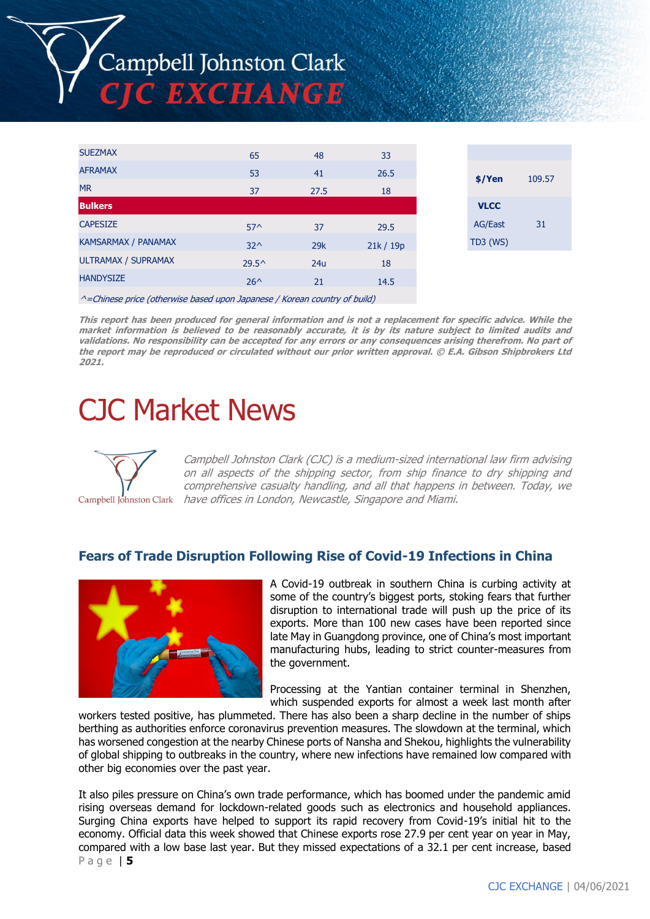| | | | |
|---|---|---|---|
| SUEZMAX | 65 | 48 | 33 |
| AFRAMAX | 53 | 41 | 26.5 |
| MR | 37 | 27.5 | 18 |
| **Bulkers** | | | |
| CAPESIZE | 57^ | 37 | 29.5 |
| KAMSARMAX / PANAMAX | 32^ | 29k | 21k / 19p |
| ULTRAMAX / SUPRAMAX | 29.5^ | 24u | 18 |
| HANDYSIZE | 26^ | 21 | 14.5 |

*^=Chinese price (otherwise based upon Japanese / Korean country of build)*

| | |
|---|---|
| **$/Yen** | 109.57 |
| **VLCC** | |
| AG/East TD3 (WS) | 31 |

***This report has been produced for general information and is not a replacement for specific advice. While the market information is believed to be reasonably accurate, it is by its nature subject to limited audits and validations. No responsibility can be accepted for any errors or any consequences arising therefrom. No part of the report may be reproduced or circulated without our prior written approval. © E.A. Gibson Shipbrokers Ltd 2021.***

# CJC Market News

*Campbell Johnston Clark (CJC) is a medium-sized international law firm advising on all aspects of the shipping sector, from ship finance to dry shipping and comprehensive casualty handling, and all that happens in between. Today, we have offices in London, Newcastle, Singapore and Miami.*

## Fears of Trade Disruption Following Rise of Covid-19 Infections in China

A Covid-19 outbreak in southern China is curbing activity at some of the country's biggest ports, stoking fears that further disruption to international trade will push up the price of its exports. More than 100 new cases have been reported since late May in Guangdong province, one of China's most important manufacturing hubs, leading to strict counter-measures from the government.

Processing at the Yantian container terminal in Shenzhen, which suspended exports for almost a week last month after workers tested positive, has plummeted. There has also been a sharp decline in the number of ships berthing as authorities enforce coronavirus prevention measures. The slowdown at the terminal, which has worsened congestion at the nearby Chinese ports of Nansha and Shekou, highlights the vulnerability of global shipping to outbreaks in the country, where new infections have remained low compared with other big economies over the past year.

It also piles pressure on China's own trade performance, which has boomed under the pandemic amid rising overseas demand for lockdown-related goods such as electronics and household appliances. Surging China exports have helped to support its rapid recovery from Covid-19's initial hit to the economy. Official data this week showed that Chinese exports rose 27.9 per cent year on year in May, compared with a low base last year. But they missed expectations of a 32.1 per cent increase, based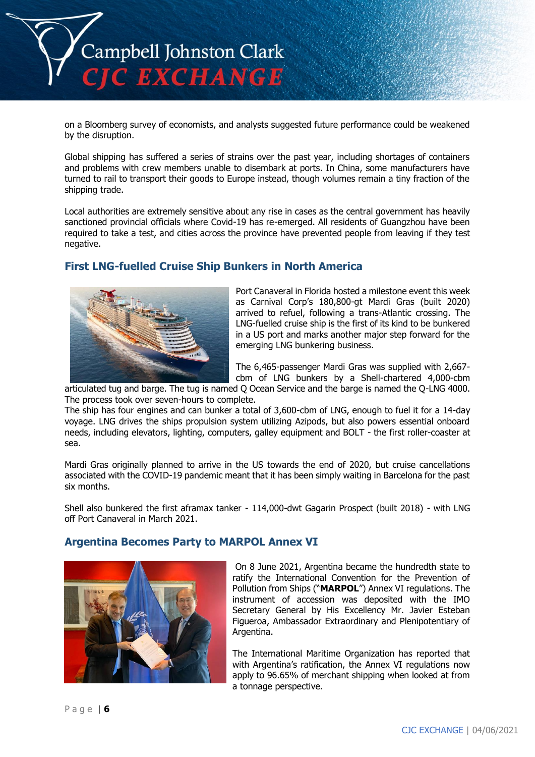on a Bloomberg survey of economists, and analysts suggested future performance could be weakened by the disruption.

Global shipping has suffered a series of strains over the past year, including shortages of containers and problems with crew members unable to disembark at ports. In China, some manufacturers have turned to rail to transport their goods to Europe instead, though volumes remain a tiny fraction of the shipping trade.

Local authorities are extremely sensitive about any rise in cases as the central government has heavily sanctioned provincial officials where Covid-19 has re-emerged. All residents of Guangzhou have been required to take a test, and cities across the province have prevented people from leaving if they test negative.

## First LNG-fuelled Cruise Ship Bunkers in North America

Port Canaveral in Florida hosted a milestone event this week as Carnival Corp's 180,800-gt Mardi Gras (built 2020) arrived to refuel, following a trans-Atlantic crossing. The LNG-fuelled cruise ship is the first of its kind to be bunkered in a US port and marks another major step forward for the emerging LNG bunkering business.

The 6,465-passenger Mardi Gras was supplied with 2,667-cbm of LNG bunkers by a Shell-chartered 4,000-cbm articulated tug and barge. The tug is named Q Ocean Service and the barge is named the Q-LNG 4000. The process took over seven-hours to complete.
The ship has four engines and can bunker a total of 3,600-cbm of LNG, enough to fuel it for a 14-day voyage. LNG drives the ships propulsion system utilizing Azipods, but also powers essential onboard needs, including elevators, lighting, computers, galley equipment and BOLT - the first roller-coaster at sea.

Mardi Gras originally planned to arrive in the US towards the end of 2020, but cruise cancellations associated with the COVID-19 pandemic meant that it has been simply waiting in Barcelona for the past six months.

Shell also bunkered the first aframax tanker - 114,000-dwt Gagarin Prospect (built 2018) - with LNG off Port Canaveral in March 2021.

## Argentina Becomes Party to MARPOL Annex VI

On 8 June 2021, Argentina became the hundredth state to ratify the International Convention for the Prevention of Pollution from Ships ("**MARPOL**") Annex VI regulations. The instrument of accession was deposited with the IMO Secretary General by His Excellency Mr. Javier Esteban Figueroa, Ambassador Extraordinary and Plenipotentiary of Argentina.

The International Maritime Organization has reported that with Argentina's ratification, the Annex VI regulations now apply to 96.65% of merchant shipping when looked at from a tonnage perspective.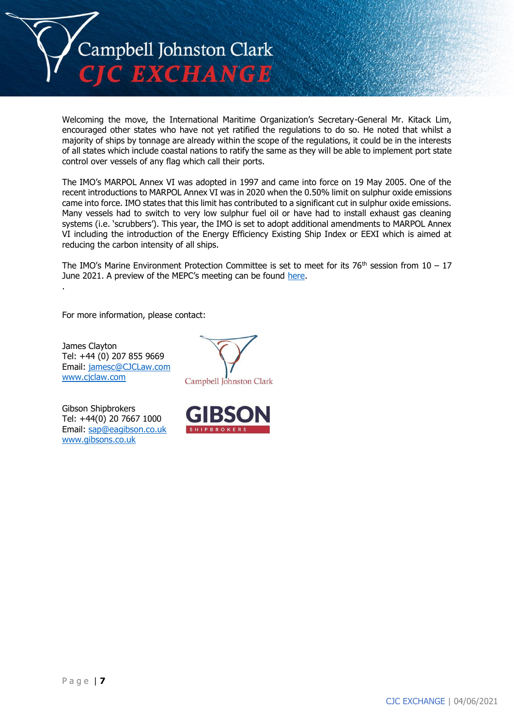Welcoming the move, the International Maritime Organization's Secretary-General Mr. Kitack Lim, encouraged other states who have not yet ratified the regulations to do so. He noted that whilst a majority of ships by tonnage are already within the scope of the regulations, it could be in the interests of all states which include coastal nations to ratify the same as they will be able to implement port state control over vessels of any flag which call their ports.

The IMO's MARPOL Annex VI was adopted in 1997 and came into force on 19 May 2005. One of the recent introductions to MARPOL Annex VI was in 2020 when the 0.50% limit on sulphur oxide emissions came into force. IMO states that this limit has contributed to a significant cut in sulphur oxide emissions. Many vessels had to switch to very low sulphur fuel oil or have had to install exhaust gas cleaning systems (i.e. 'scrubbers'). This year, the IMO is set to adopt additional amendments to MARPOL Annex VI including the introduction of the Energy Efficiency Existing Ship Index or EEXI which is aimed at reducing the carbon intensity of all ships.

The IMO's Marine Environment Protection Committee is set to meet for its 76th session from 10 – 17 June 2021. A preview of the MEPC's meeting can be found here.

.

For more information, please contact:

James Clayton
Tel: +44 (0) 207 855 9669
Email: jamesc@CJCLaw.com
www.cjclaw.com

Gibson Shipbrokers
Tel: +44(0) 20 7667 1000
Email: sap@eagibson.co.uk
www.gibsons.co.uk